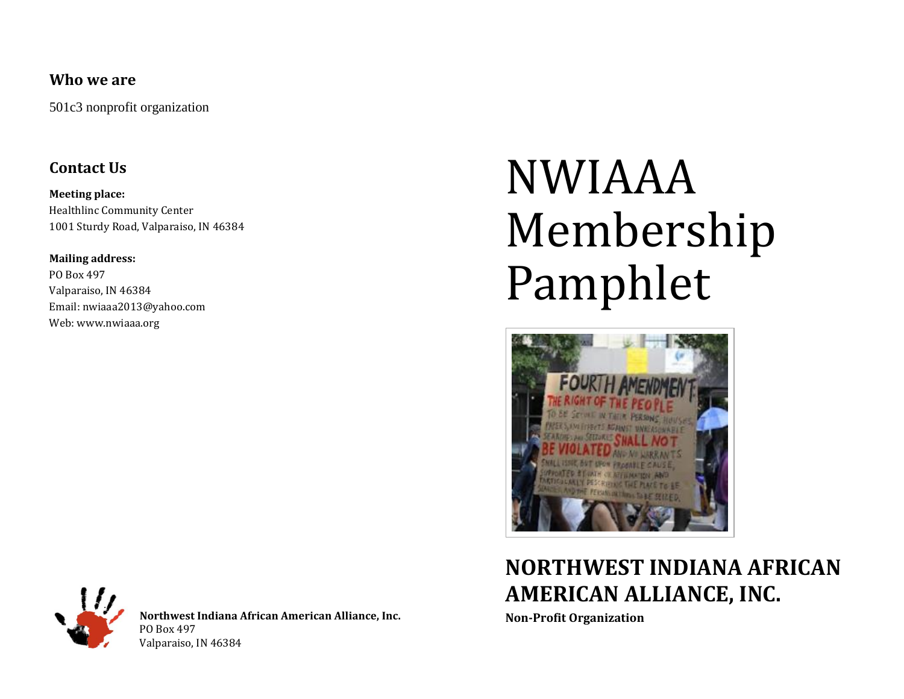## Who we are

501c3 nonprofit organization

## Contact Us

**Meeting place:**
Healthlinc Community Center
1001 Sturdy Road, Valparaiso, IN 46384

**Mailing address:**
PO Box 497
Valparaiso, IN 46384
Email: nwiaaa2013@yahoo.com
Web: www.nwiaaa.org

**Northwest Indiana African American Alliance, Inc.**
PO Box 497
Valparaiso, IN 46384

# NWIAAA Membership Pamphlet

## NORTHWEST INDIANA AFRICAN AMERICAN ALLIANCE, INC.

**Non-Profit Organization**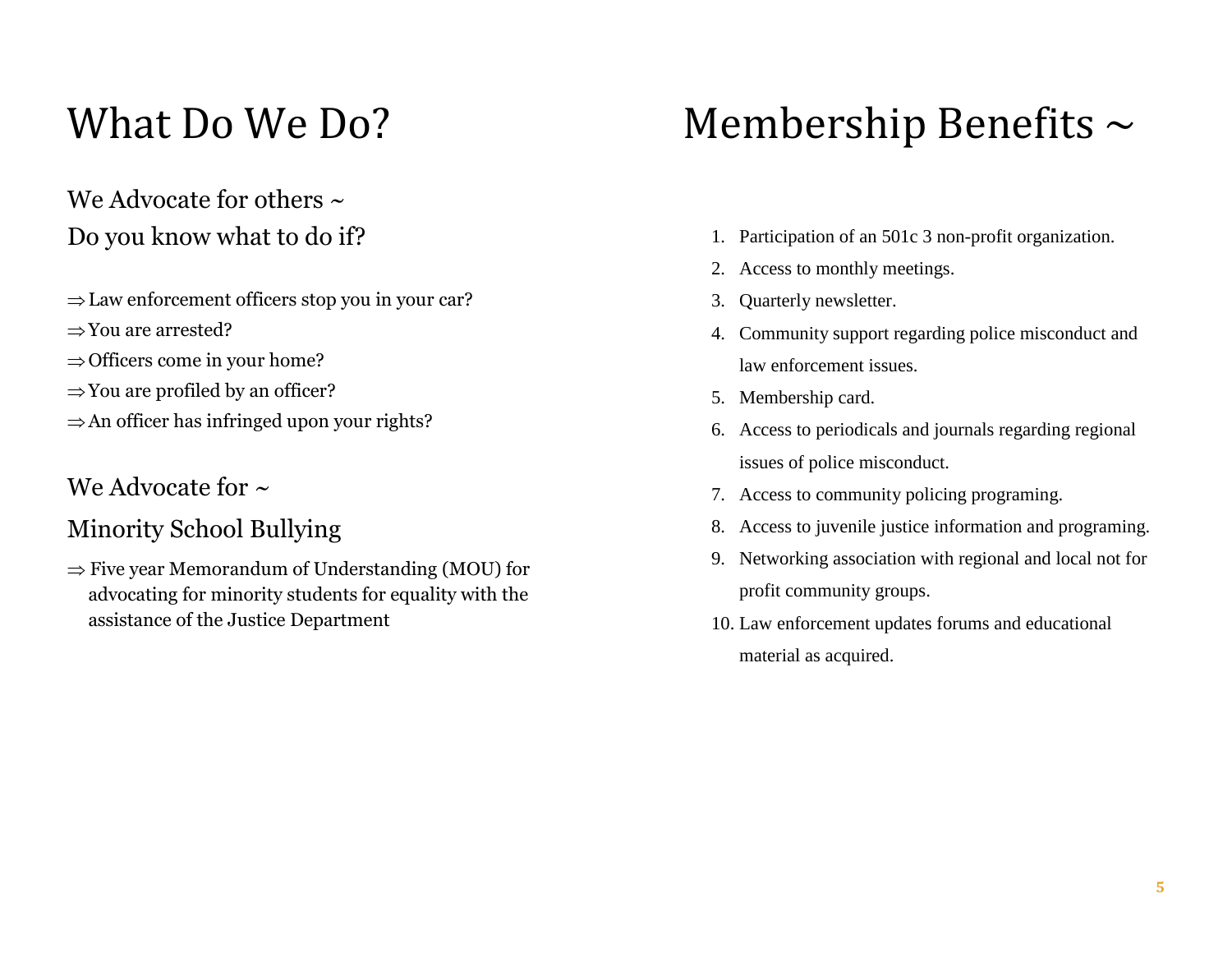# What Do We Do?

## We Advocate for others ~
## Do you know what to do if?

- ⇒ Law enforcement officers stop you in your car?
- ⇒ You are arrested?
- ⇒ Officers come in your home?
- ⇒ You are profiled by an officer?
- ⇒ An officer has infringed upon your rights?

## We Advocate for ~
## Minority School Bullying

- ⇒ Five year Memorandum of Understanding (MOU) for advocating for minority students for equality with the assistance of the Justice Department

# Membership Benefits ~

1. Participation of an 501c 3 non-profit organization.
2. Access to monthly meetings.
3. Quarterly newsletter.
4. Community support regarding police misconduct and law enforcement issues.
5. Membership card.
6. Access to periodicals and journals regarding regional issues of police misconduct.
7. Access to community policing programing.
8. Access to juvenile justice information and programing.
9. Networking association with regional and local not for profit community groups.
10. Law enforcement updates forums and educational material as acquired.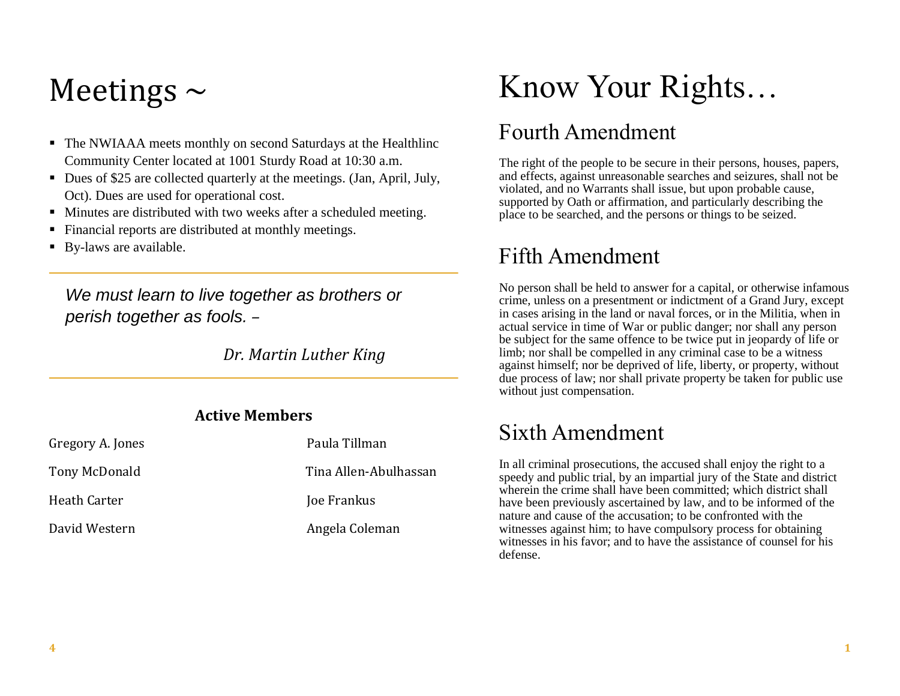# Meetings ~

- The NWIAAA meets monthly on second Saturdays at the Healthlinc Community Center located at 1001 Sturdy Road at 10:30 a.m.
- Dues of $25 are collected quarterly at the meetings. (Jan, April, July, Oct). Dues are used for operational cost.
- Minutes are distributed with two weeks after a scheduled meeting.
- Financial reports are distributed at monthly meetings.
- By-laws are available.

---

*We must learn to live together as brothers or perish together as fools. –*

*Dr. Martin Luther King*

---

**Active Members**

| | |
|---|---|
| Gregory A. Jones | Paula Tillman |
| Tony McDonald | Tina Allen-Abulhassan |
| Heath Carter | Joe Frankus |
| David Western | Angela Coleman |

# Know Your Rights…

## Fourth Amendment

The right of the people to be secure in their persons, houses, papers, and effects, against unreasonable searches and seizures, shall not be violated, and no Warrants shall issue, but upon probable cause, supported by Oath or affirmation, and particularly describing the place to be searched, and the persons or things to be seized.

## Fifth Amendment

No person shall be held to answer for a capital, or otherwise infamous crime, unless on a presentment or indictment of a Grand Jury, except in cases arising in the land or naval forces, or in the Militia, when in actual service in time of War or public danger; nor shall any person be subject for the same offence to be twice put in jeopardy of life or limb; nor shall be compelled in any criminal case to be a witness against himself; nor be deprived of life, liberty, or property, without due process of law; nor shall private property be taken for public use without just compensation.

## Sixth Amendment

In all criminal prosecutions, the accused shall enjoy the right to a speedy and public trial, by an impartial jury of the State and district wherein the crime shall have been committed; which district shall have been previously ascertained by law, and to be informed of the nature and cause of the accusation; to be confronted with the witnesses against him; to have compulsory process for obtaining witnesses in his favor; and to have the assistance of counsel for his defense.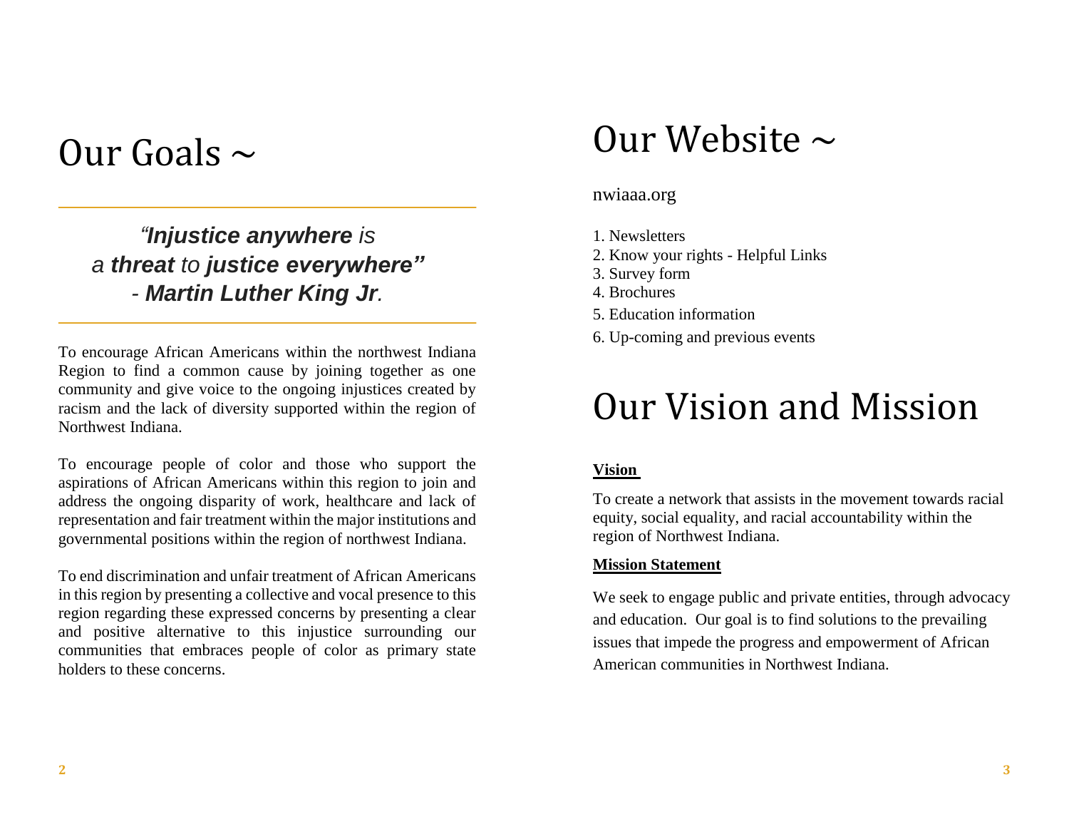# Our Goals ~

---

*"**Injustice anywhere** is*
*a **threat** to **justice everywhere"***
*- **Martin Luther King Jr**.*

---

To encourage African Americans within the northwest Indiana Region to find a common cause by joining together as one community and give voice to the ongoing injustices created by racism and the lack of diversity supported within the region of Northwest Indiana.

To encourage people of color and those who support the aspirations of African Americans within this region to join and address the ongoing disparity of work, healthcare and lack of representation and fair treatment within the major institutions and governmental positions within the region of northwest Indiana.

To end discrimination and unfair treatment of African Americans in this region by presenting a collective and vocal presence to this region regarding these expressed concerns by presenting a clear and positive alternative to this injustice surrounding our communities that embraces people of color as primary state holders to these concerns.

# Our Website ~

nwiaaa.org

1. Newsletters
2. Know your rights - Helpful Links
3. Survey form
4. Brochures
5. Education information
6. Up-coming and previous events

# Our Vision and Mission

**Vision**

To create a network that assists in the movement towards racial equity, social equality, and racial accountability within the region of Northwest Indiana.

**Mission Statement**

We seek to engage public and private entities, through advocacy and education. Our goal is to find solutions to the prevailing issues that impede the progress and empowerment of African American communities in Northwest Indiana.